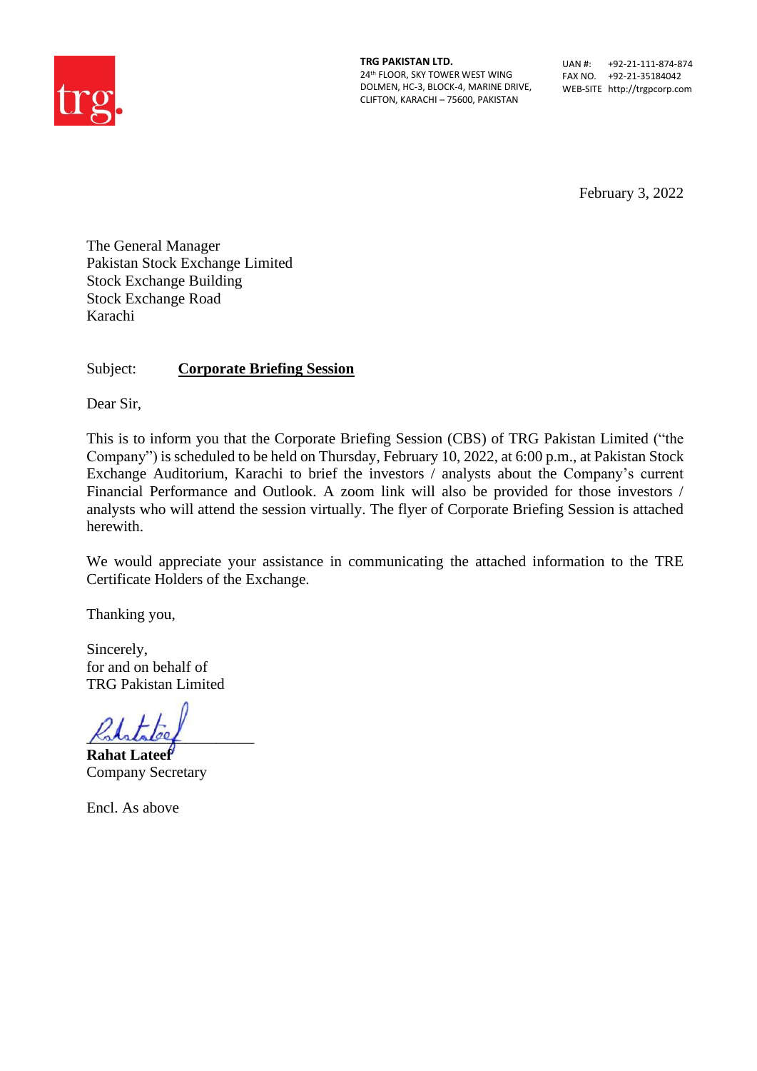**TRG PAKISTAN LTD.**
24th FLOOR, SKY TOWER WEST WING
DOLMEN, HC-3, BLOCK-4, MARINE DRIVE,
CLIFTON, KARACHI – 75600, PAKISTAN

UAN #: +92-21-111-874-874
FAX NO. +92-21-35184042
WEB-SITE http://trgpcorp.com

February 3, 2022

The General Manager
Pakistan Stock Exchange Limited
Stock Exchange Building
Stock Exchange Road
Karachi

Subject: **Corporate Briefing Session**

Dear Sir,

This is to inform you that the Corporate Briefing Session (CBS) of TRG Pakistan Limited ("the Company") is scheduled to be held on Thursday, February 10, 2022, at 6:00 p.m., at Pakistan Stock Exchange Auditorium, Karachi to brief the investors / analysts about the Company's current Financial Performance and Outlook. A zoom link will also be provided for those investors / analysts who will attend the session virtually. The flyer of Corporate Briefing Session is attached herewith.

We would appreciate your assistance in communicating the attached information to the TRE Certificate Holders of the Exchange.

Thanking you,

Sincerely,
for and on behalf of
TRG Pakistan Limited

**Rahat Lateef**
Company Secretary

Encl. As above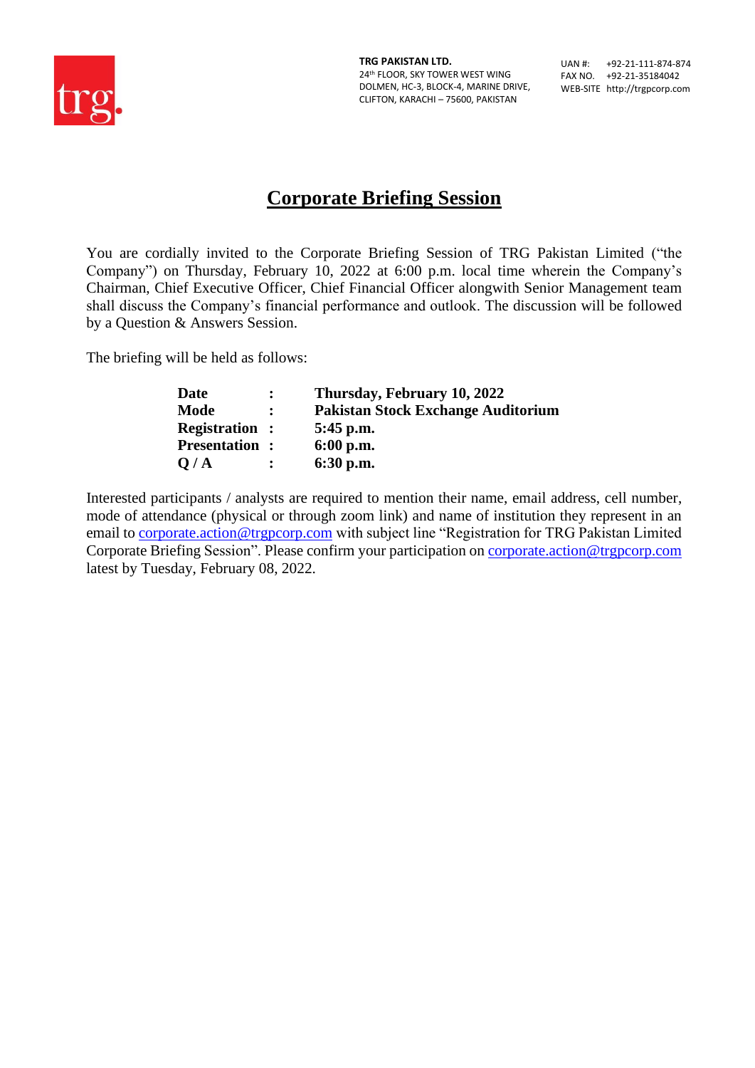**TRG PAKISTAN LTD.**
24th FLOOR, SKY TOWER WEST WING
DOLMEN, HC-3, BLOCK-4, MARINE DRIVE,
CLIFTON, KARACHI – 75600, PAKISTAN

UAN #: +92-21-111-874-874
FAX NO. +92-21-35184042
WEB-SITE http://trgpcorp.com

# Corporate Briefing Session

You are cordially invited to the Corporate Briefing Session of TRG Pakistan Limited ("the Company") on Thursday, February 10, 2022 at 6:00 p.m. local time wherein the Company's Chairman, Chief Executive Officer, Chief Financial Officer alongwith Senior Management team shall discuss the Company's financial performance and outlook. The discussion will be followed by a Question & Answers Session.

The briefing will be held as follows:

| | | |
|---|---|---|
| **Date** | **:** | **Thursday, February 10, 2022** |
| **Mode** | **:** | **Pakistan Stock Exchange Auditorium** |
| **Registration** | **:** | **5:45 p.m.** |
| **Presentation** | **:** | **6:00 p.m.** |
| **Q / A** | **:** | **6:30 p.m.** |

Interested participants / analysts are required to mention their name, email address, cell number, mode of attendance (physical or through zoom link) and name of institution they represent in an email to corporate.action@trgpcorp.com with subject line "Registration for TRG Pakistan Limited Corporate Briefing Session". Please confirm your participation on corporate.action@trgpcorp.com latest by Tuesday, February 08, 2022.